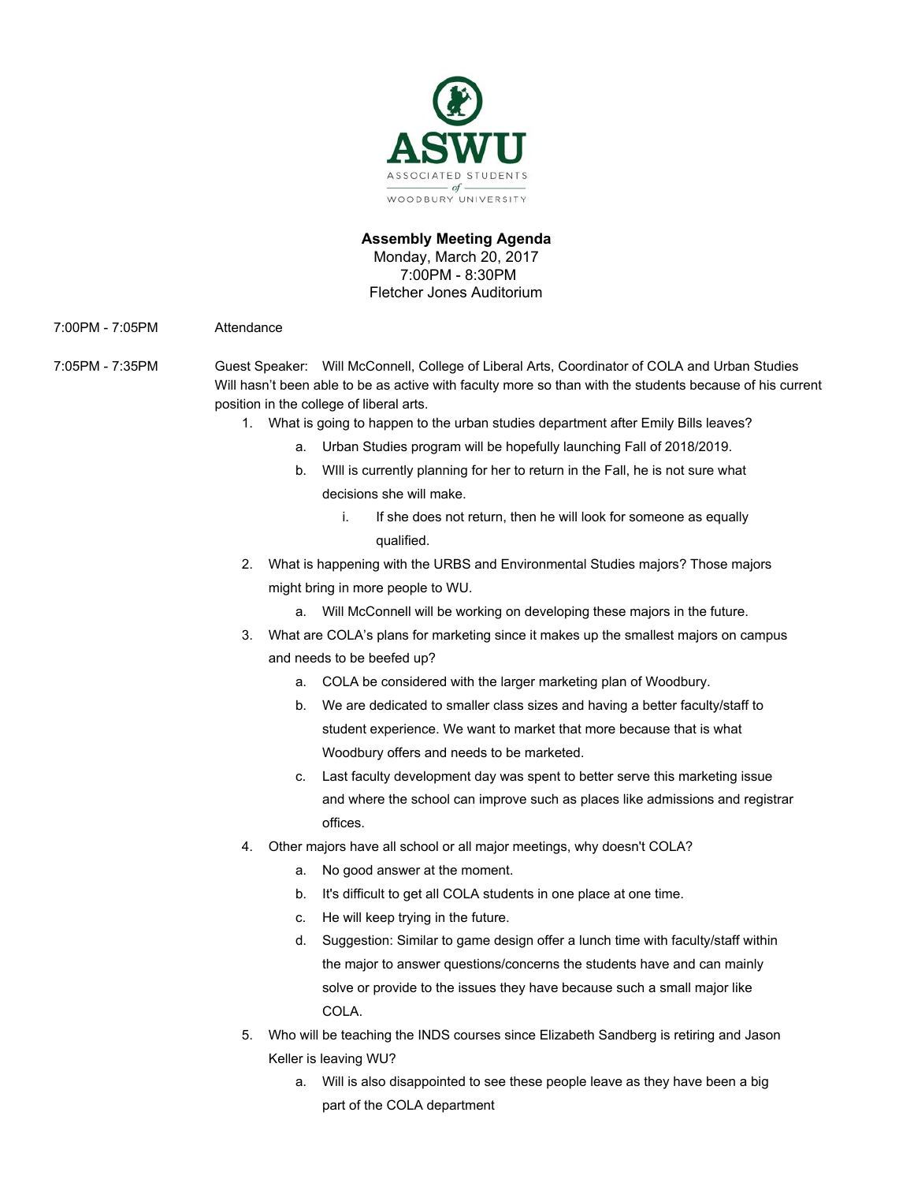ASWU

ASSOCIATED STUDENTS of WOODBURY UNIVERSITY

**Assembly Meeting Agenda**
Monday, March 20, 2017
7:00PM - 8:30PM
Fletcher Jones Auditorium

7:00PM - 7:05PM Attendance

7:05PM - 7:35PM Guest Speaker: Will McConnell, College of Liberal Arts, Coordinator of COLA and Urban Studies

Will hasn't been able to be as active with faculty more so than with the students because of his current position in the college of liberal arts.

1. What is going to happen to the urban studies department after Emily Bills leaves?
   a. Urban Studies program will be hopefully launching Fall of 2018/2019.
   b. WIll is currently planning for her to return in the Fall, he is not sure what decisions she will make.
      i. If she does not return, then he will look for someone as equally qualified.
2. What is happening with the URBS and Environmental Studies majors? Those majors might bring in more people to WU.
   a. Will McConnell will be working on developing these majors in the future.
3. What are COLA's plans for marketing since it makes up the smallest majors on campus and needs to be beefed up?
   a. COLA be considered with the larger marketing plan of Woodbury.
   b. We are dedicated to smaller class sizes and having a better faculty/staff to student experience. We want to market that more because that is what Woodbury offers and needs to be marketed.
   c. Last faculty development day was spent to better serve this marketing issue and where the school can improve such as places like admissions and registrar offices.
4. Other majors have all school or all major meetings, why doesn't COLA?
   a. No good answer at the moment.
   b. It's difficult to get all COLA students in one place at one time.
   c. He will keep trying in the future.
   d. Suggestion: Similar to game design offer a lunch time with faculty/staff within the major to answer questions/concerns the students have and can mainly solve or provide to the issues they have because such a small major like COLA.
5. Who will be teaching the INDS courses since Elizabeth Sandberg is retiring and Jason Keller is leaving WU?
   a. Will is also disappointed to see these people leave as they have been a big part of the COLA department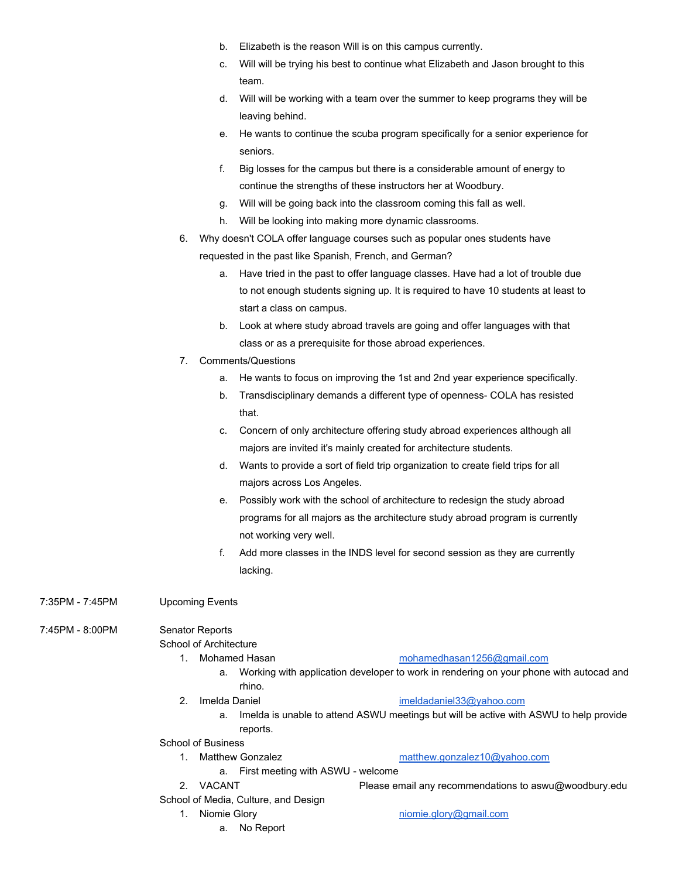b. Elizabeth is the reason Will is on this campus currently.
c. Will will be trying his best to continue what Elizabeth and Jason brought to this team.
d. Will will be working with a team over the summer to keep programs they will be leaving behind.
e. He wants to continue the scuba program specifically for a senior experience for seniors.
f. Big losses for the campus but there is a considerable amount of energy to continue the strengths of these instructors her at Woodbury.
g. Will will be going back into the classroom coming this fall as well.
h. Will be looking into making more dynamic classrooms.

6. Why doesn't COLA offer language courses such as popular ones students have requested in the past like Spanish, French, and German?
    a. Have tried in the past to offer language classes. Have had a lot of trouble due to not enough students signing up. It is required to have 10 students at least to start a class on campus.
    b. Look at where study abroad travels are going and offer languages with that class or as a prerequisite for those abroad experiences.
7. Comments/Questions
    a. He wants to focus on improving the 1st and 2nd year experience specifically.
    b. Transdisciplinary demands a different type of openness- COLA has resisted that.
    c. Concern of only architecture offering study abroad experiences although all majors are invited it's mainly created for architecture students.
    d. Wants to provide a sort of field trip organization to create field trips for all majors across Los Angeles.
    e. Possibly work with the school of architecture to redesign the study abroad programs for all majors as the architecture study abroad program is currently not working very well.
    f. Add more classes in the INDS level for second session as they are currently lacking.

7:35PM - 7:45PM Upcoming Events

7:45PM - 8:00PM Senator Reports

School of Architecture

1. Mohamed Hasan mohamedhasan1256@gmail.com
    a. Working with application developer to work in rendering on your phone with autocad and rhino.
2. Imelda Daniel imeldadaniel33@yahoo.com
    a. Imelda is unable to attend ASWU meetings but will be active with ASWU to help provide reports.

School of Business

1. Matthew Gonzalez matthew.gonzalez10@yahoo.com
    a. First meeting with ASWU - welcome
2. VACANT Please email any recommendations to aswu@woodbury.edu

School of Media, Culture, and Design

1. Niomie Glory niomie.glory@gmail.com
    a. No Report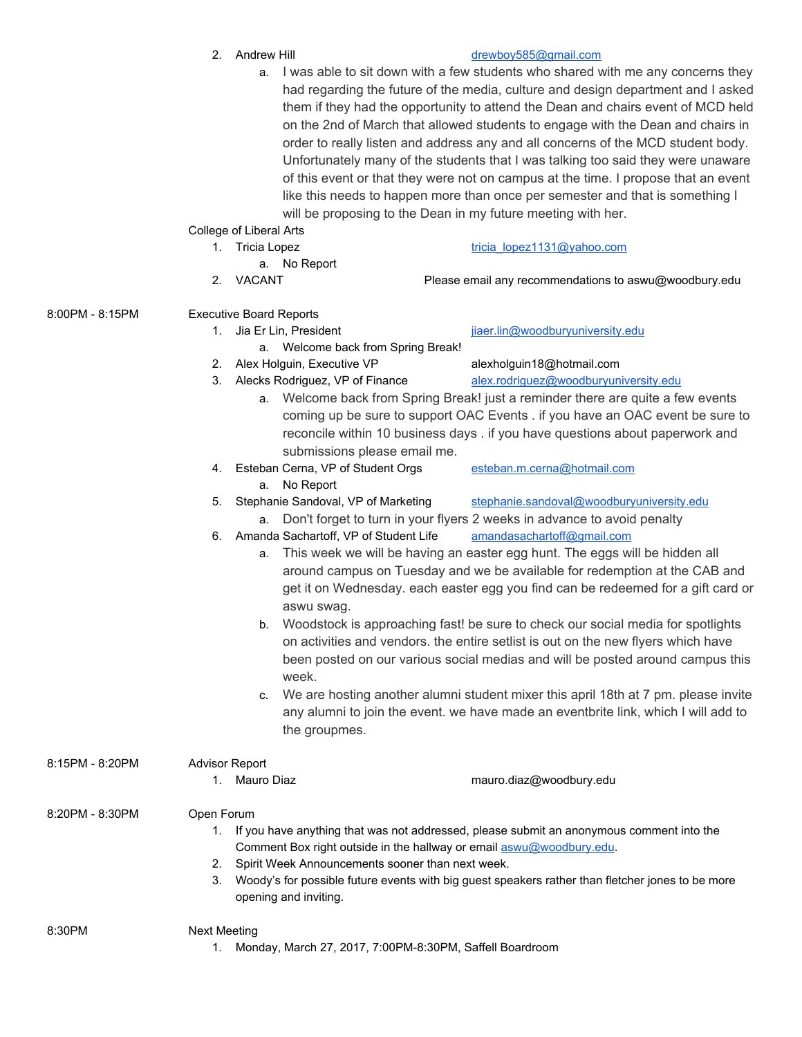2. Andrew Hill drewboy585@gmail.com
    a. I was able to sit down with a few students who shared with me any concerns they had regarding the future of the media, culture and design department and I asked them if they had the opportunity to attend the Dean and chairs event of MCD held on the 2nd of March that allowed students to engage with the Dean and chairs in order to really listen and address any and all concerns of the MCD student body. Unfortunately many of the students that I was talking too said they were unaware of this event or that they were not on campus at the time. I propose that an event like this needs to happen more than once per semester and that is something I will be proposing to the Dean in my future meeting with her.

College of Liberal Arts

1. Tricia Lopez tricia_lopez1131@yahoo.com
    a. No Report
2. VACANT Please email any recommendations to aswu@woodbury.edu

8:00PM - 8:15PM Executive Board Reports

1. Jia Er Lin, President jiaer.lin@woodburyuniversity.edu
    a. Welcome back from Spring Break!
2. Alex Holguin, Executive VP alexholguin18@hotmail.com
3. Alecks Rodriguez, VP of Finance alex.rodriguez@woodburyuniversity.edu
    a. Welcome back from Spring Break! just a reminder there are quite a few events coming up be sure to support OAC Events . if you have an OAC event be sure to reconcile within 10 business days . if you have questions about paperwork and submissions please email me.
4. Esteban Cerna, VP of Student Orgs esteban.m.cerna@hotmail.com
    a. No Report
5. Stephanie Sandoval, VP of Marketing stephanie.sandoval@woodburyuniversity.edu
    a. Don't forget to turn in your flyers 2 weeks in advance to avoid penalty
6. Amanda Sachartoff, VP of Student Life amandasachartoff@gmail.com
    a. This week we will be having an easter egg hunt. The eggs will be hidden all around campus on Tuesday and we be available for redemption at the CAB and get it on Wednesday. each easter egg you find can be redeemed for a gift card or aswu swag.
    b. Woodstock is approaching fast! be sure to check our social media for spotlights on activities and vendors. the entire setlist is out on the new flyers which have been posted on our various social medias and will be posted around campus this week.
    c. We are hosting another alumni student mixer this april 18th at 7 pm. please invite any alumni to join the event. we have made an eventbrite link, which I will add to the groupmes.

8:15PM - 8:20PM Advisor Report

1. Mauro Diaz mauro.diaz@woodbury.edu

8:20PM - 8:30PM Open Forum

1. If you have anything that was not addressed, please submit an anonymous comment into the Comment Box right outside in the hallway or email aswu@woodbury.edu.
2. Spirit Week Announcements sooner than next week.
3. Woody's for possible future events with big guest speakers rather than fletcher jones to be more opening and inviting.

8:30PM Next Meeting

1. Monday, March 27, 2017, 7:00PM-8:30PM, Saffell Boardroom